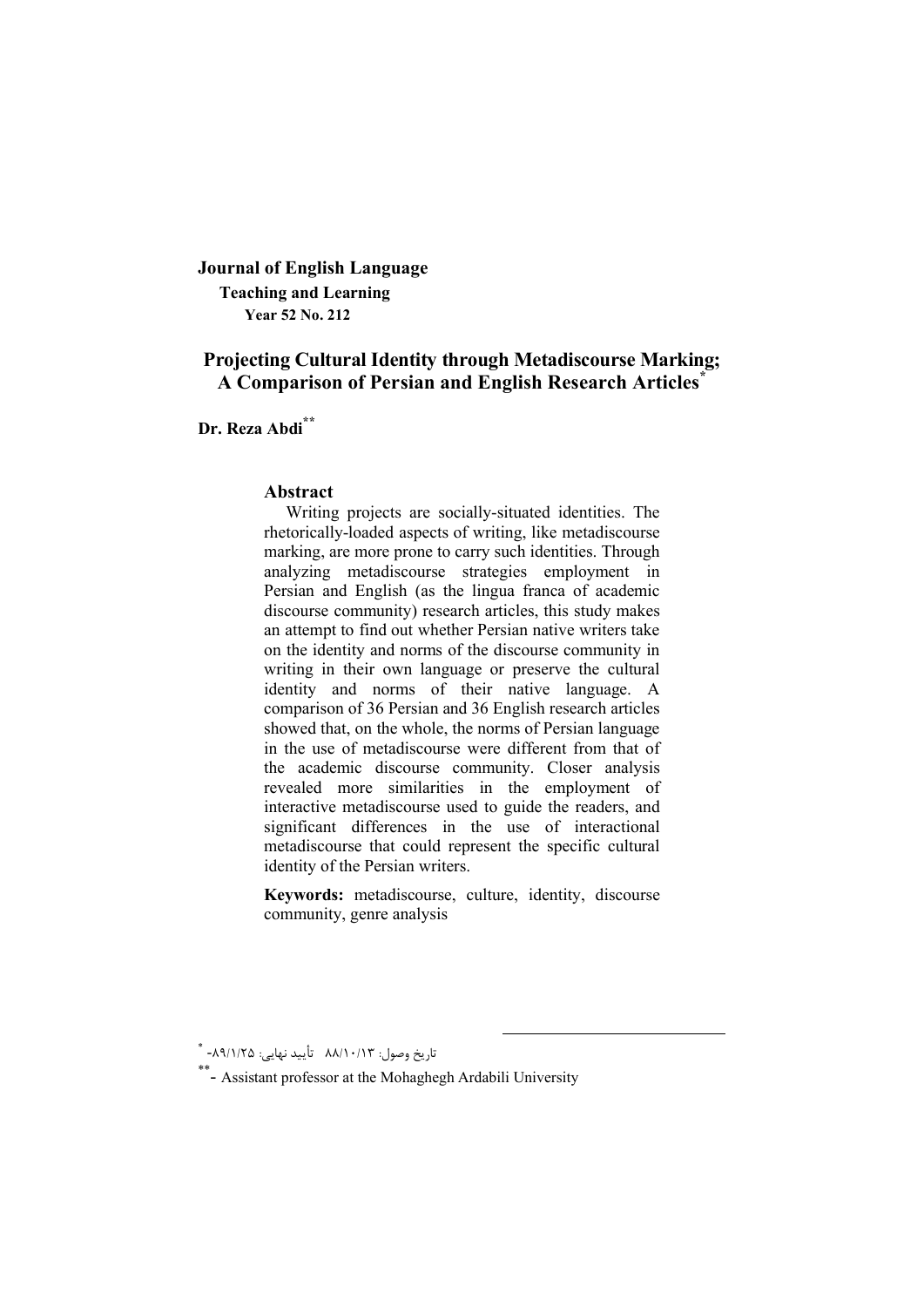**Journal of English Language**

**Teaching and Learning**

**Year 52 No. 212**

# Projecting Cultural Identity through Metadiscourse Marking; A Comparison of Persian and English Research Articles[*]

**Dr. Reza Abdi**[**]

## Abstract

Writing projects are socially-situated identities. The rhetorically-loaded aspects of writing, like metadiscourse marking, are more prone to carry such identities. Through analyzing metadiscourse strategies employment in Persian and English (as the lingua franca of academic discourse community) research articles, this study makes an attempt to find out whether Persian native writers take on the identity and norms of the discourse community in writing in their own language or preserve the cultural identity and norms of their native language. A comparison of 36 Persian and 36 English research articles showed that, on the whole, the norms of Persian language in the use of metadiscourse were different from that of the academic discourse community. Closer analysis revealed more similarities in the employment of interactive metadiscourse used to guide the readers, and significant differences in the use of interactional metadiscourse that could represent the specific cultural identity of the Persian writers.

**Keywords:** metadiscourse, culture, identity, discourse community, genre analysis

---

[*] تاریخ وصول: ۸۸/۱۰/۱۳ تأیید نهایی: ۸۹/۱/۲۵

[**] - Assistant professor at the Mohaghegh Ardabili University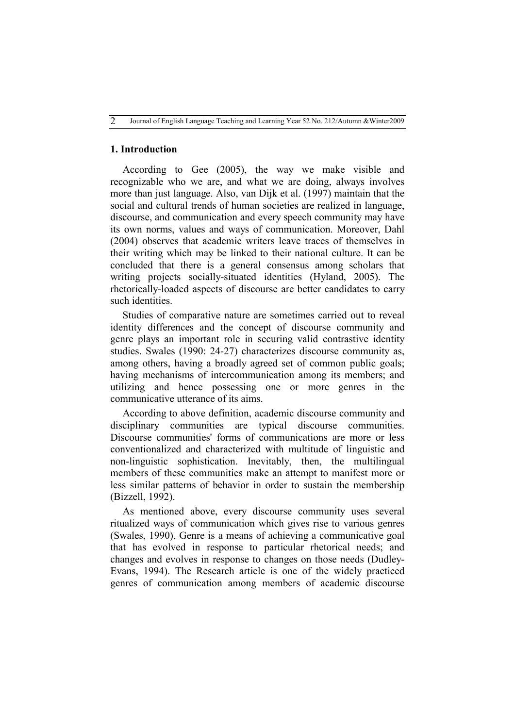## 1. Introduction

According to Gee (2005), the way we make visible and recognizable who we are, and what we are doing, always involves more than just language. Also, van Dijk et al. (1997) maintain that the social and cultural trends of human societies are realized in language, discourse, and communication and every speech community may have its own norms, values and ways of communication. Moreover, Dahl (2004) observes that academic writers leave traces of themselves in their writing which may be linked to their national culture. It can be concluded that there is a general consensus among scholars that writing projects socially-situated identities (Hyland, 2005). The rhetorically-loaded aspects of discourse are better candidates to carry such identities.

Studies of comparative nature are sometimes carried out to reveal identity differences and the concept of discourse community and genre plays an important role in securing valid contrastive identity studies. Swales (1990: 24-27) characterizes discourse community as, among others, having a broadly agreed set of common public goals; having mechanisms of intercommunication among its members; and utilizing and hence possessing one or more genres in the communicative utterance of its aims.

According to above definition, academic discourse community and disciplinary communities are typical discourse communities. Discourse communities' forms of communications are more or less conventionalized and characterized with multitude of linguistic and non-linguistic sophistication. Inevitably, then, the multilingual members of these communities make an attempt to manifest more or less similar patterns of behavior in order to sustain the membership (Bizzell, 1992).

As mentioned above, every discourse community uses several ritualized ways of communication which gives rise to various genres (Swales, 1990). Genre is a means of achieving a communicative goal that has evolved in response to particular rhetorical needs; and changes and evolves in response to changes on those needs (Dudley-Evans, 1994). The Research article is one of the widely practiced genres of communication among members of academic discourse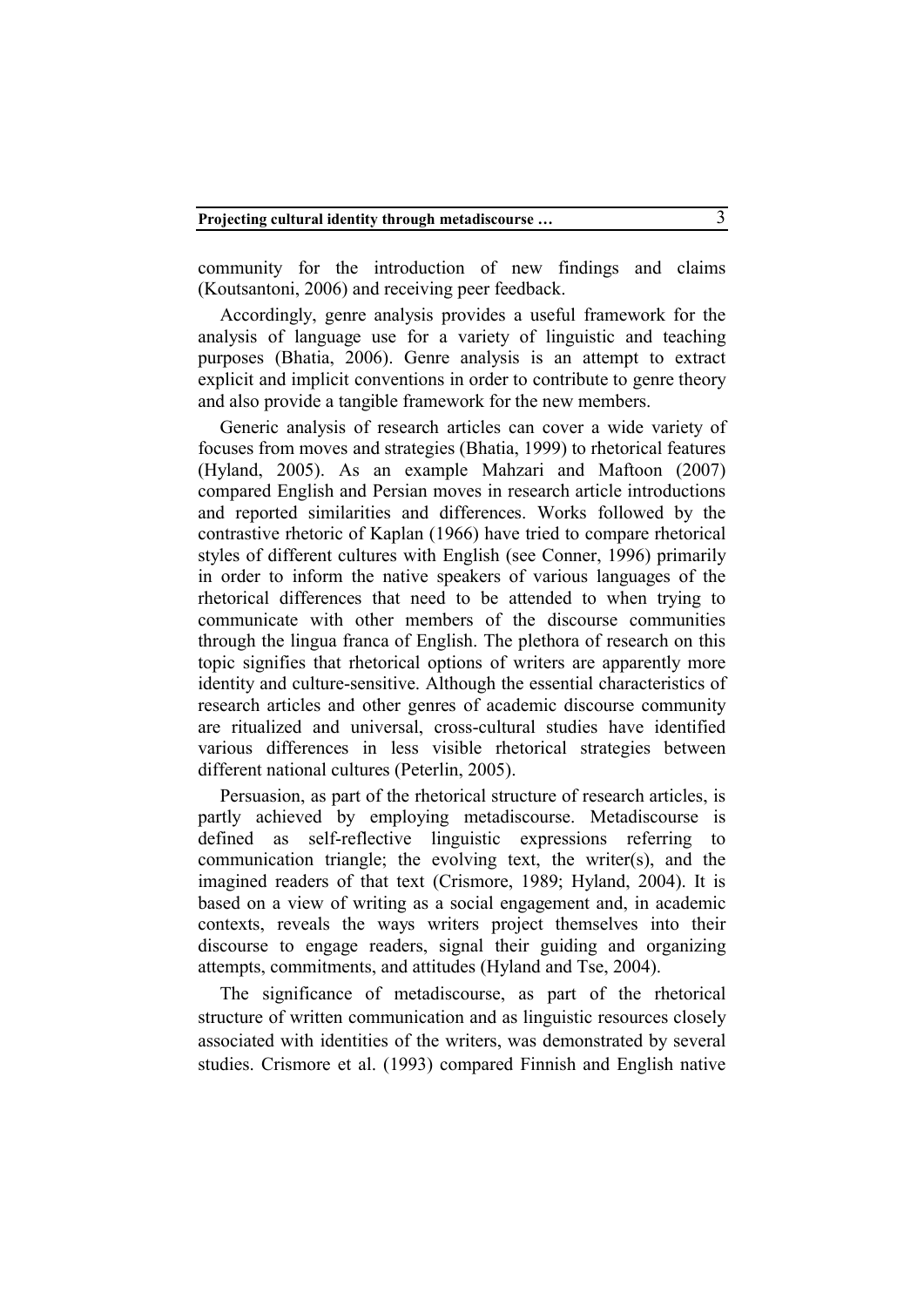community for the introduction of new findings and claims (Koutsantoni, 2006) and receiving peer feedback.

Accordingly, genre analysis provides a useful framework for the analysis of language use for a variety of linguistic and teaching purposes (Bhatia, 2006). Genre analysis is an attempt to extract explicit and implicit conventions in order to contribute to genre theory and also provide a tangible framework for the new members.

Generic analysis of research articles can cover a wide variety of focuses from moves and strategies (Bhatia, 1999) to rhetorical features (Hyland, 2005). As an example Mahzari and Maftoon (2007) compared English and Persian moves in research article introductions and reported similarities and differences. Works followed by the contrastive rhetoric of Kaplan (1966) have tried to compare rhetorical styles of different cultures with English (see Conner, 1996) primarily in order to inform the native speakers of various languages of the rhetorical differences that need to be attended to when trying to communicate with other members of the discourse communities through the lingua franca of English. The plethora of research on this topic signifies that rhetorical options of writers are apparently more identity and culture-sensitive. Although the essential characteristics of research articles and other genres of academic discourse community are ritualized and universal, cross-cultural studies have identified various differences in less visible rhetorical strategies between different national cultures (Peterlin, 2005).

Persuasion, as part of the rhetorical structure of research articles, is partly achieved by employing metadiscourse. Metadiscourse is defined as self-reflective linguistic expressions referring to communication triangle; the evolving text, the writer(s), and the imagined readers of that text (Crismore, 1989; Hyland, 2004). It is based on a view of writing as a social engagement and, in academic contexts, reveals the ways writers project themselves into their discourse to engage readers, signal their guiding and organizing attempts, commitments, and attitudes (Hyland and Tse, 2004).

The significance of metadiscourse, as part of the rhetorical structure of written communication and as linguistic resources closely associated with identities of the writers, was demonstrated by several studies. Crismore et al. (1993) compared Finnish and English native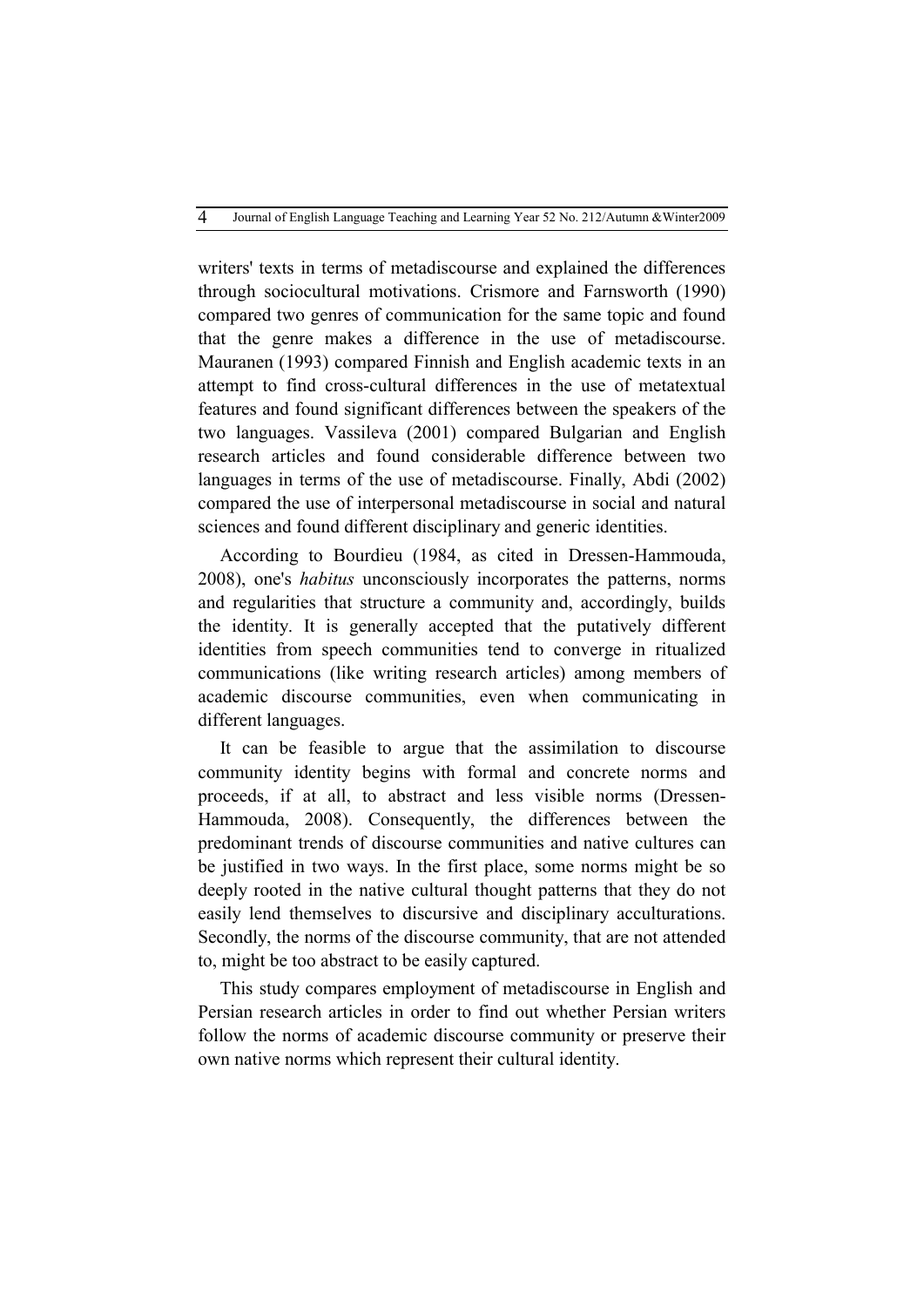writers' texts in terms of metadiscourse and explained the differences through sociocultural motivations. Crismore and Farnsworth (1990) compared two genres of communication for the same topic and found that the genre makes a difference in the use of metadiscourse. Mauranen (1993) compared Finnish and English academic texts in an attempt to find cross-cultural differences in the use of metatextual features and found significant differences between the speakers of the two languages. Vassileva (2001) compared Bulgarian and English research articles and found considerable difference between two languages in terms of the use of metadiscourse. Finally, Abdi (2002) compared the use of interpersonal metadiscourse in social and natural sciences and found different disciplinary and generic identities.

According to Bourdieu (1984, as cited in Dressen-Hammouda, 2008), one's *habitus* unconsciously incorporates the patterns, norms and regularities that structure a community and, accordingly, builds the identity. It is generally accepted that the putatively different identities from speech communities tend to converge in ritualized communications (like writing research articles) among members of academic discourse communities, even when communicating in different languages.

It can be feasible to argue that the assimilation to discourse community identity begins with formal and concrete norms and proceeds, if at all, to abstract and less visible norms (Dressen-Hammouda, 2008). Consequently, the differences between the predominant trends of discourse communities and native cultures can be justified in two ways. In the first place, some norms might be so deeply rooted in the native cultural thought patterns that they do not easily lend themselves to discursive and disciplinary acculturations. Secondly, the norms of the discourse community, that are not attended to, might be too abstract to be easily captured.

This study compares employment of metadiscourse in English and Persian research articles in order to find out whether Persian writers follow the norms of academic discourse community or preserve their own native norms which represent their cultural identity.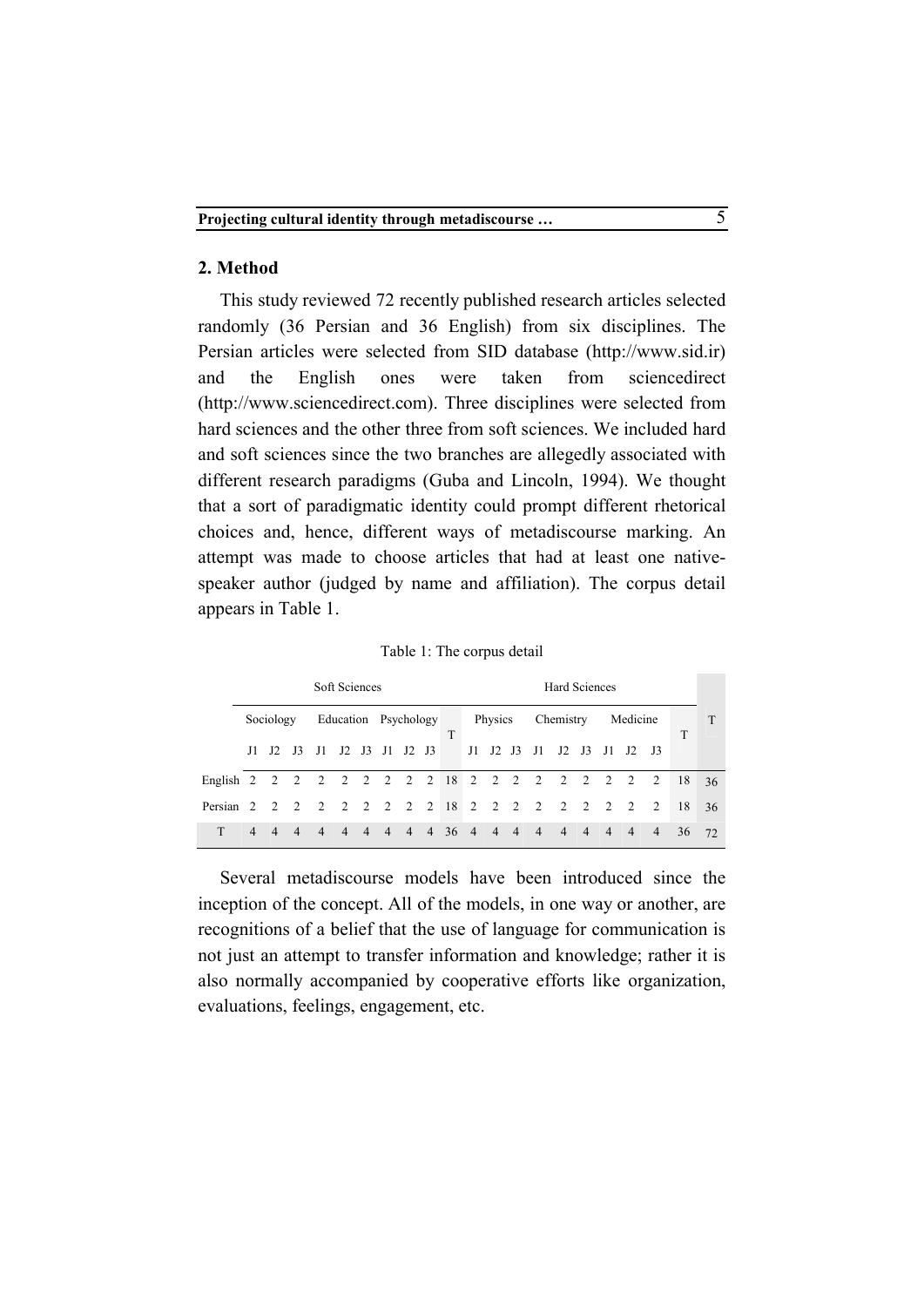## 2. Method

This study reviewed 72 recently published research articles selected randomly (36 Persian and 36 English) from six disciplines. The Persian articles were selected from SID database (http://www.sid.ir) and the English ones were taken from sciencedirect (http://www.sciencedirect.com). Three disciplines were selected from hard sciences and the other three from soft sciences. We included hard and soft sciences since the two branches are allegedly associated with different research paradigms (Guba and Lincoln, 1994). We thought that a sort of paradigmatic identity could prompt different rhetorical choices and, hence, different ways of metadiscourse marking. An attempt was made to choose articles that had at least one native-speaker author (judged by name and affiliation). The corpus detail appears in Table 1.

Table 1: The corpus detail

| | Soft Sciences | | | | | | | | | | Hard Sciences | | | | | | | | | | T |
|---|---|---|---|---|---|---|---|---|---|---|---|---|---|---|---|---|---|---|---|---|---|
| | Sociology | | | Education | | | Psychology | | | T | Physics | | | Chemistry | | | Medicine | | | T | |
| | J1 | J2 | J3 | J1 | J2 | J3 | J1 | J2 | J3 | | J1 | J2 | J3 | J1 | J2 | J3 | J1 | J2 | J3 | | |
| English | 2 | 2 | 2 | 2 | 2 | 2 | 2 | 2 | 2 | 18 | 2 | 2 | 2 | 2 | 2 | 2 | 2 | 2 | 2 | 18 | 36 |
| Persian | 2 | 2 | 2 | 2 | 2 | 2 | 2 | 2 | 2 | 18 | 2 | 2 | 2 | 2 | 2 | 2 | 2 | 2 | 2 | 18 | 36 |
| T | 4 | 4 | 4 | 4 | 4 | 4 | 4 | 4 | 4 | 36 | 4 | 4 | 4 | 4 | 4 | 4 | 4 | 4 | 4 | 36 | 72 |

Several metadiscourse models have been introduced since the inception of the concept. All of the models, in one way or another, are recognitions of a belief that the use of language for communication is not just an attempt to transfer information and knowledge; rather it is also normally accompanied by cooperative efforts like organization, evaluations, feelings, engagement, etc.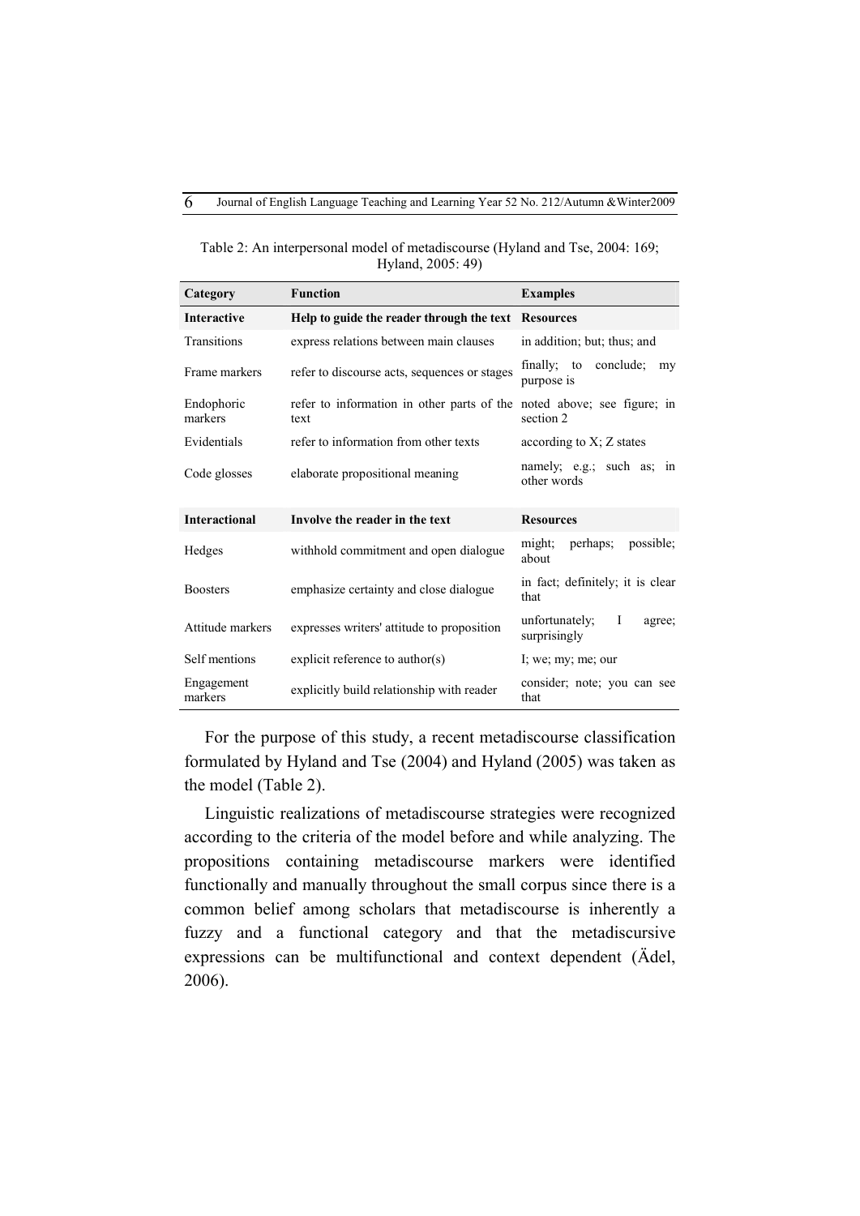Table 2: An interpersonal model of metadiscourse (Hyland and Tse, 2004: 169; Hyland, 2005: 49)

| Category | Function | Examples |
|---|---|---|
| **Interactive** | **Help to guide the reader through the text** | **Resources** |
| Transitions | express relations between main clauses | in addition; but; thus; and |
| Frame markers | refer to discourse acts, sequences or stages | finally; to conclude; my purpose is |
| Endophoric markers | refer to information in other parts of the text | noted above; see figure; in section 2 |
| Evidentials | refer to information from other texts | according to X; Z states |
| Code glosses | elaborate propositional meaning | namely; e.g.; such as; in other words |
| **Interactional** | **Involve the reader in the text** | **Resources** |
| Hedges | withhold commitment and open dialogue | might; perhaps; possible; about |
| Boosters | emphasize certainty and close dialogue | in fact; definitely; it is clear that |
| Attitude markers | expresses writers' attitude to proposition | unfortunately; I agree; surprisingly |
| Self mentions | explicit reference to author(s) | I; we; my; me; our |
| Engagement markers | explicitly build relationship with reader | consider; note; you can see that |

For the purpose of this study, a recent metadiscourse classification formulated by Hyland and Tse (2004) and Hyland (2005) was taken as the model (Table 2).

Linguistic realizations of metadiscourse strategies were recognized according to the criteria of the model before and while analyzing. The propositions containing metadiscourse markers were identified functionally and manually throughout the small corpus since there is a common belief among scholars that metadiscourse is inherently a fuzzy and a functional category and that the metadiscursive expressions can be multifunctional and context dependent (Ädel, 2006).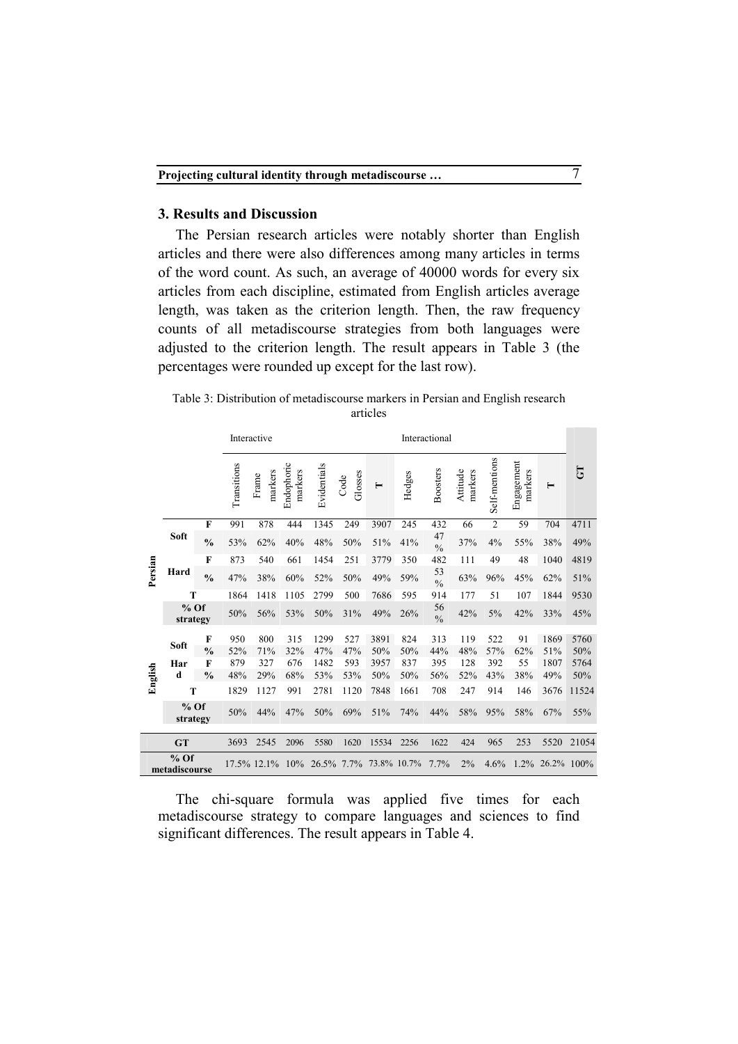## 3. Results and Discussion

The Persian research articles were notably shorter than English articles and there were also differences among many articles in terms of the word count. As such, an average of 40000 words for every six articles from each discipline, estimated from English articles average length, was taken as the criterion length. Then, the raw frequency counts of all metadiscourse strategies from both languages were adjusted to the criterion length. The result appears in Table 3 (the percentages were rounded up except for the last row).

Table 3: Distribution of metadiscourse markers in Persian and English research articles

| | | | Interactive | | | | | | Interactional | | | | | | |
|---|---|---|---|---|---|---|---|---|---|---|---|---|---|---|---|
| | | | Transitions | Frame markers | Endophoric markers | Evidentials | Code Glosses | T | Hedges | Boosters | Attitude markers | Self-mentions | Engagement markers | T | GT |
| Persian | Soft | F | 991 | 878 | 444 | 1345 | 249 | 3907 | 245 | 432 | 66 | 2 | 59 | 704 | 4711 |
| | | % | 53% | 62% | 40% | 48% | 50% | 51% | 41% | 47 % | 37% | 4% | 55% | 38% | 49% |
| | Hard | F | 873 | 540 | 661 | 1454 | 251 | 3779 | 350 | 482 | 111 | 49 | 48 | 1040 | 4819 |
| | | % | 47% | 38% | 60% | 52% | 50% | 49% | 59% | 53 % | 63% | 96% | 45% | 62% | 51% |
| | T | | 1864 | 1418 | 1105 | 2799 | 500 | 7686 | 595 | 914 | 177 | 51 | 107 | 1844 | 9530 |
| | % Of strategy | | 50% | 56% | 53% | 50% | 31% | 49% | 26% | 56 % | 42% | 5% | 42% | 33% | 45% |
| English | Soft | F | 950 | 800 | 315 | 1299 | 527 | 3891 | 824 | 313 | 119 | 522 | 91 | 1869 | 5760 |
| | | % | 52% | 71% | 32% | 47% | 47% | 50% | 50% | 44% | 48% | 57% | 62% | 51% | 50% |
| | Hard | F | 879 | 327 | 676 | 1482 | 593 | 3957 | 837 | 395 | 128 | 392 | 55 | 1807 | 5764 |
| | | % | 48% | 29% | 68% | 53% | 53% | 50% | 50% | 56% | 52% | 43% | 38% | 49% | 50% |
| | T | | 1829 | 1127 | 991 | 2781 | 1120 | 7848 | 1661 | 708 | 247 | 914 | 146 | 3676 | 11524 |
| | % Of strategy | | 50% | 44% | 47% | 50% | 69% | 51% | 74% | 44% | 58% | 95% | 58% | 67% | 55% |
| GT | | | 3693 | 2545 | 2096 | 5580 | 1620 | 15534 | 2256 | 1622 | 424 | 965 | 253 | 5520 | 21054 |
| % Of metadiscourse | | | 17.5% | 12.1% | 10% | 26.5% | 7.7% | 73.8% | 10.7% | 7.7% | 2% | 4.6% | 1.2% | 26.2% | 100% |

The chi-square formula was applied five times for each metadiscourse strategy to compare languages and sciences to find significant differences. The result appears in Table 4.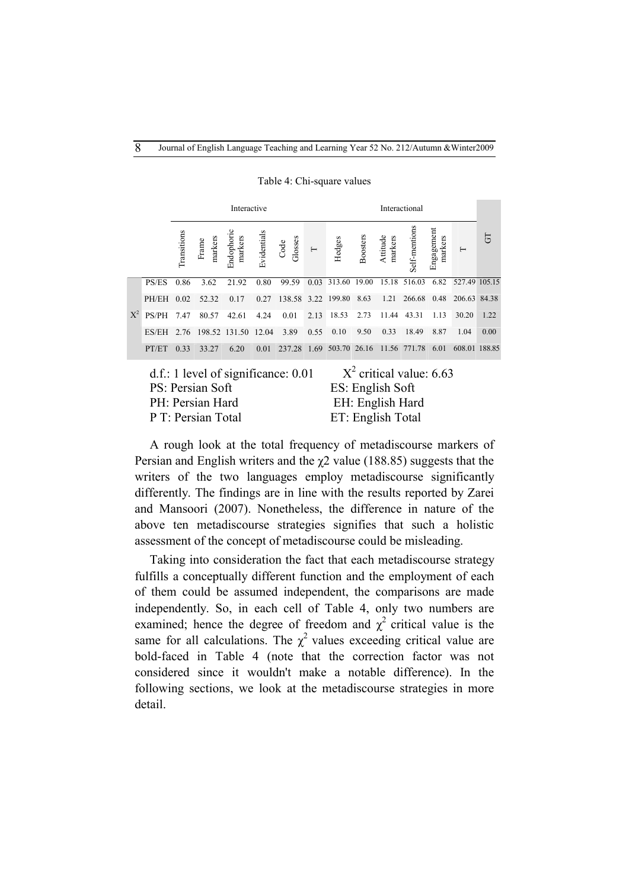Table 4: Chi-square values

| | | Interactive | | | | | | Interactional | | | | | | |
|---|---|---|---|---|---|---|---|---|---|---|---|---|---|---|
| | | Transitions | Frame markers | Endophoric markers | Evidentials | Code Glosses | T | Hedges | Boosters | Attitude markers | Self-mentions | Engagement markers | T | GT |
| $X^2$ | PS/ES | 0.86 | 3.62 | 21.92 | 0.80 | 99.59 | 0.03 | 313.60 | 19.00 | 15.18 | 516.03 | 6.82 | 527.49 | 105.15 |
| | PH/EH | 0.02 | 52.32 | 0.17 | 0.27 | 138.58 | 3.22 | 199.80 | 8.63 | 1.21 | 266.68 | 0.48 | 206.63 | 84.38 |
| | PS/PH | 7.47 | 80.57 | 42.61 | 4.24 | 0.01 | 2.13 | 18.53 | 2.73 | 11.44 | 43.31 | 1.13 | 30.20 | 1.22 |
| | ES/EH | 2.76 | 198.52 | 131.50 | 12.04 | 3.89 | 0.55 | 0.10 | 9.50 | 0.33 | 18.49 | 8.87 | 1.04 | 0.00 |
| | PT/ET | 0.33 | 33.27 | 6.20 | 0.01 | 237.28 | 1.69 | 503.70 | 26.16 | 11.56 | 771.78 | 6.01 | 608.01 | 188.85 |

d.f.: 1 level of significance: 0.01 $X^2$ critical value: 6.63

PS: Persian Soft ES: English Soft

PH: Persian Hard EH: English Hard

P T: Persian Total ET: English Total

A rough look at the total frequency of metadiscourse markers of Persian and English writers and the $\chi2$ value (188.85) suggests that the writers of the two languages employ metadiscourse significantly differently. The findings are in line with the results reported by Zarei and Mansoori (2007). Nonetheless, the difference in nature of the above ten metadiscourse strategies signifies that such a holistic assessment of the concept of metadiscourse could be misleading.

Taking into consideration the fact that each metadiscourse strategy fulfills a conceptually different function and the employment of each of them could be assumed independent, the comparisons are made independently. So, in each cell of Table 4, only two numbers are examined; hence the degree of freedom and $\chi^2$ critical value is the same for all calculations. The $\chi^2$ values exceeding critical value are bold-faced in Table 4 (note that the correction factor was not considered since it wouldn't make a notable difference). In the following sections, we look at the metadiscourse strategies in more detail.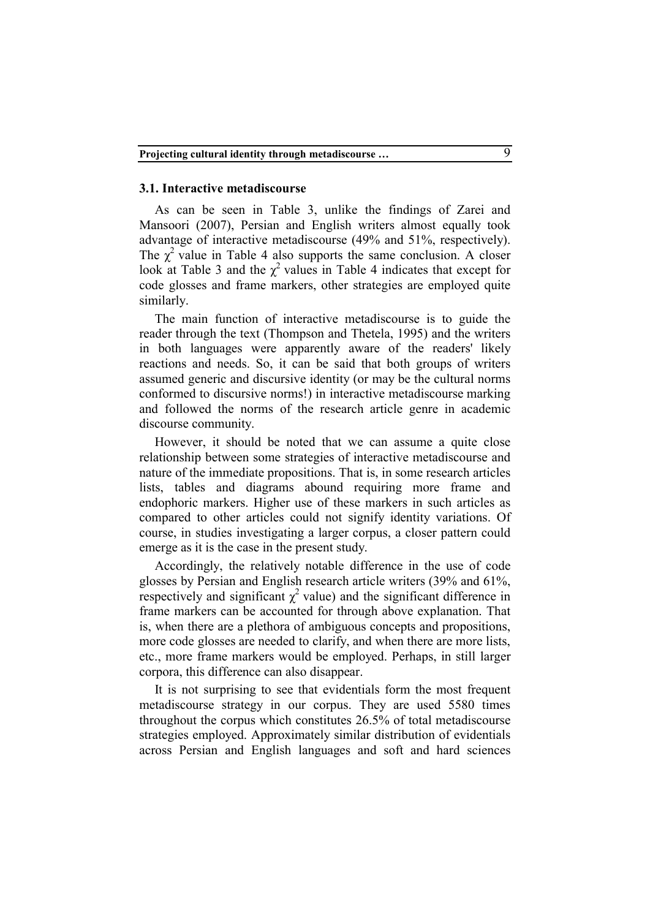### 3.1. Interactive metadiscourse

As can be seen in Table 3, unlike the findings of Zarei and Mansoori (2007), Persian and English writers almost equally took advantage of interactive metadiscourse (49% and 51%, respectively). The $\chi^2$ value in Table 4 also supports the same conclusion. A closer look at Table 3 and the $\chi^2$ values in Table 4 indicates that except for code glosses and frame markers, other strategies are employed quite similarly.

The main function of interactive metadiscourse is to guide the reader through the text (Thompson and Thetela, 1995) and the writers in both languages were apparently aware of the readers' likely reactions and needs. So, it can be said that both groups of writers assumed generic and discursive identity (or may be the cultural norms conformed to discursive norms!) in interactive metadiscourse marking and followed the norms of the research article genre in academic discourse community.

However, it should be noted that we can assume a quite close relationship between some strategies of interactive metadiscourse and nature of the immediate propositions. That is, in some research articles lists, tables and diagrams abound requiring more frame and endophoric markers. Higher use of these markers in such articles as compared to other articles could not signify identity variations. Of course, in studies investigating a larger corpus, a closer pattern could emerge as it is the case in the present study.

Accordingly, the relatively notable difference in the use of code glosses by Persian and English research article writers (39% and 61%, respectively and significant $\chi^2$ value) and the significant difference in frame markers can be accounted for through above explanation. That is, when there are a plethora of ambiguous concepts and propositions, more code glosses are needed to clarify, and when there are more lists, etc., more frame markers would be employed. Perhaps, in still larger corpora, this difference can also disappear.

It is not surprising to see that evidentials form the most frequent metadiscourse strategy in our corpus. They are used 5580 times throughout the corpus which constitutes 26.5% of total metadiscourse strategies employed. Approximately similar distribution of evidentials across Persian and English languages and soft and hard sciences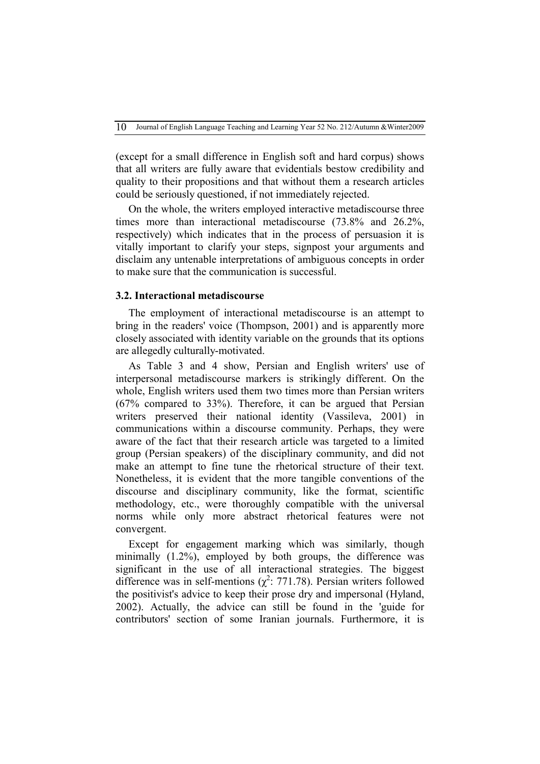(except for a small difference in English soft and hard corpus) shows that all writers are fully aware that evidentials bestow credibility and quality to their propositions and that without them a research articles could be seriously questioned, if not immediately rejected.

On the whole, the writers employed interactive metadiscourse three times more than interactional metadiscourse (73.8% and 26.2%, respectively) which indicates that in the process of persuasion it is vitally important to clarify your steps, signpost your arguments and disclaim any untenable interpretations of ambiguous concepts in order to make sure that the communication is successful.

### 3.2. Interactional metadiscourse

The employment of interactional metadiscourse is an attempt to bring in the readers' voice (Thompson, 2001) and is apparently more closely associated with identity variable on the grounds that its options are allegedly culturally-motivated.

As Table 3 and 4 show, Persian and English writers' use of interpersonal metadiscourse markers is strikingly different. On the whole, English writers used them two times more than Persian writers (67% compared to 33%). Therefore, it can be argued that Persian writers preserved their national identity (Vassileva, 2001) in communications within a discourse community. Perhaps, they were aware of the fact that their research article was targeted to a limited group (Persian speakers) of the disciplinary community, and did not make an attempt to fine tune the rhetorical structure of their text. Nonetheless, it is evident that the more tangible conventions of the discourse and disciplinary community, like the format, scientific methodology, etc., were thoroughly compatible with the universal norms while only more abstract rhetorical features were not convergent.

Except for engagement marking which was similarly, though minimally (1.2%), employed by both groups, the difference was significant in the use of all interactional strategies. The biggest difference was in self-mentions ($\chi^2$: 771.78). Persian writers followed the positivist's advice to keep their prose dry and impersonal (Hyland, 2002). Actually, the advice can still be found in the 'guide for contributors' section of some Iranian journals. Furthermore, it is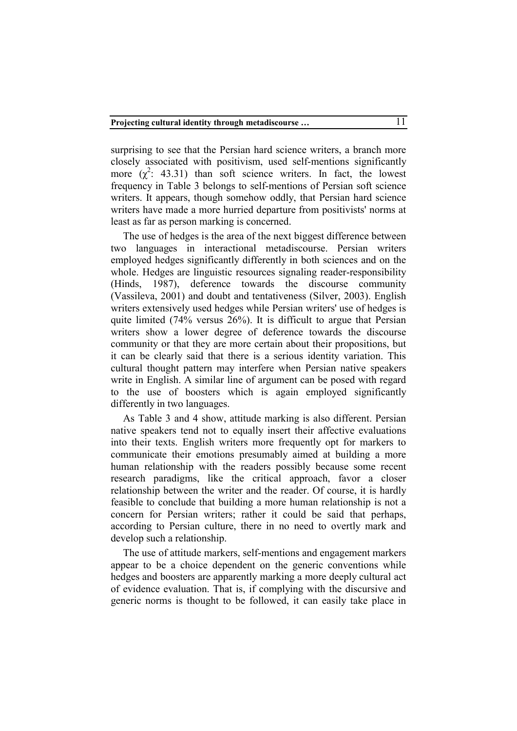surprising to see that the Persian hard science writers, a branch more closely associated with positivism, used self-mentions significantly more ($\chi^2$: 43.31) than soft science writers. In fact, the lowest frequency in Table 3 belongs to self-mentions of Persian soft science writers. It appears, though somehow oddly, that Persian hard science writers have made a more hurried departure from positivists' norms at least as far as person marking is concerned.

The use of hedges is the area of the next biggest difference between two languages in interactional metadiscourse. Persian writers employed hedges significantly differently in both sciences and on the whole. Hedges are linguistic resources signaling reader-responsibility (Hinds, 1987), deference towards the discourse community (Vassileva, 2001) and doubt and tentativeness (Silver, 2003). English writers extensively used hedges while Persian writers' use of hedges is quite limited (74% versus 26%). It is difficult to argue that Persian writers show a lower degree of deference towards the discourse community or that they are more certain about their propositions, but it can be clearly said that there is a serious identity variation. This cultural thought pattern may interfere when Persian native speakers write in English. A similar line of argument can be posed with regard to the use of boosters which is again employed significantly differently in two languages.

As Table 3 and 4 show, attitude marking is also different. Persian native speakers tend not to equally insert their affective evaluations into their texts. English writers more frequently opt for markers to communicate their emotions presumably aimed at building a more human relationship with the readers possibly because some recent research paradigms, like the critical approach, favor a closer relationship between the writer and the reader. Of course, it is hardly feasible to conclude that building a more human relationship is not a concern for Persian writers; rather it could be said that perhaps, according to Persian culture, there in no need to overtly mark and develop such a relationship.

The use of attitude markers, self-mentions and engagement markers appear to be a choice dependent on the generic conventions while hedges and boosters are apparently marking a more deeply cultural act of evidence evaluation. That is, if complying with the discursive and generic norms is thought to be followed, it can easily take place in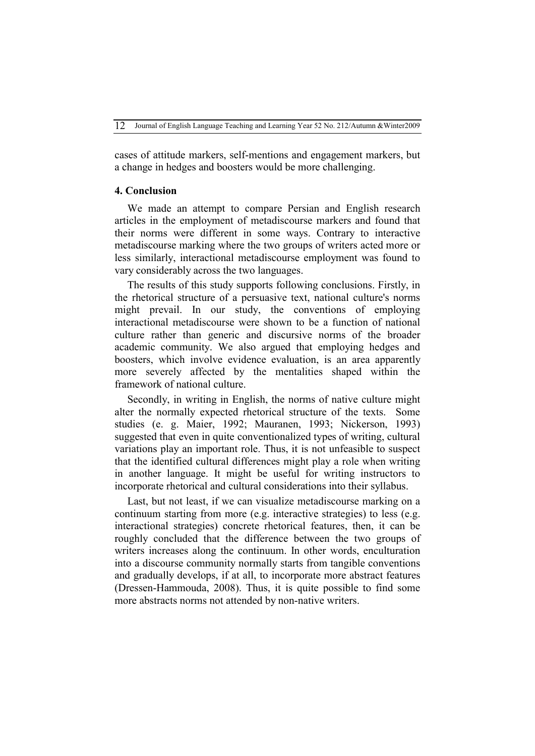cases of attitude markers, self-mentions and engagement markers, but a change in hedges and boosters would be more challenging.

## 4. Conclusion

We made an attempt to compare Persian and English research articles in the employment of metadiscourse markers and found that their norms were different in some ways. Contrary to interactive metadiscourse marking where the two groups of writers acted more or less similarly, interactional metadiscourse employment was found to vary considerably across the two languages.

The results of this study supports following conclusions. Firstly, in the rhetorical structure of a persuasive text, national culture's norms might prevail. In our study, the conventions of employing interactional metadiscourse were shown to be a function of national culture rather than generic and discursive norms of the broader academic community. We also argued that employing hedges and boosters, which involve evidence evaluation, is an area apparently more severely affected by the mentalities shaped within the framework of national culture.

Secondly, in writing in English, the norms of native culture might alter the normally expected rhetorical structure of the texts. Some studies (e. g. Maier, 1992; Mauranen, 1993; Nickerson, 1993) suggested that even in quite conventionalized types of writing, cultural variations play an important role. Thus, it is not unfeasible to suspect that the identified cultural differences might play a role when writing in another language. It might be useful for writing instructors to incorporate rhetorical and cultural considerations into their syllabus.

Last, but not least, if we can visualize metadiscourse marking on a continuum starting from more (e.g. interactive strategies) to less (e.g. interactional strategies) concrete rhetorical features, then, it can be roughly concluded that the difference between the two groups of writers increases along the continuum. In other words, enculturation into a discourse community normally starts from tangible conventions and gradually develops, if at all, to incorporate more abstract features (Dressen-Hammouda, 2008). Thus, it is quite possible to find some more abstracts norms not attended by non-native writers.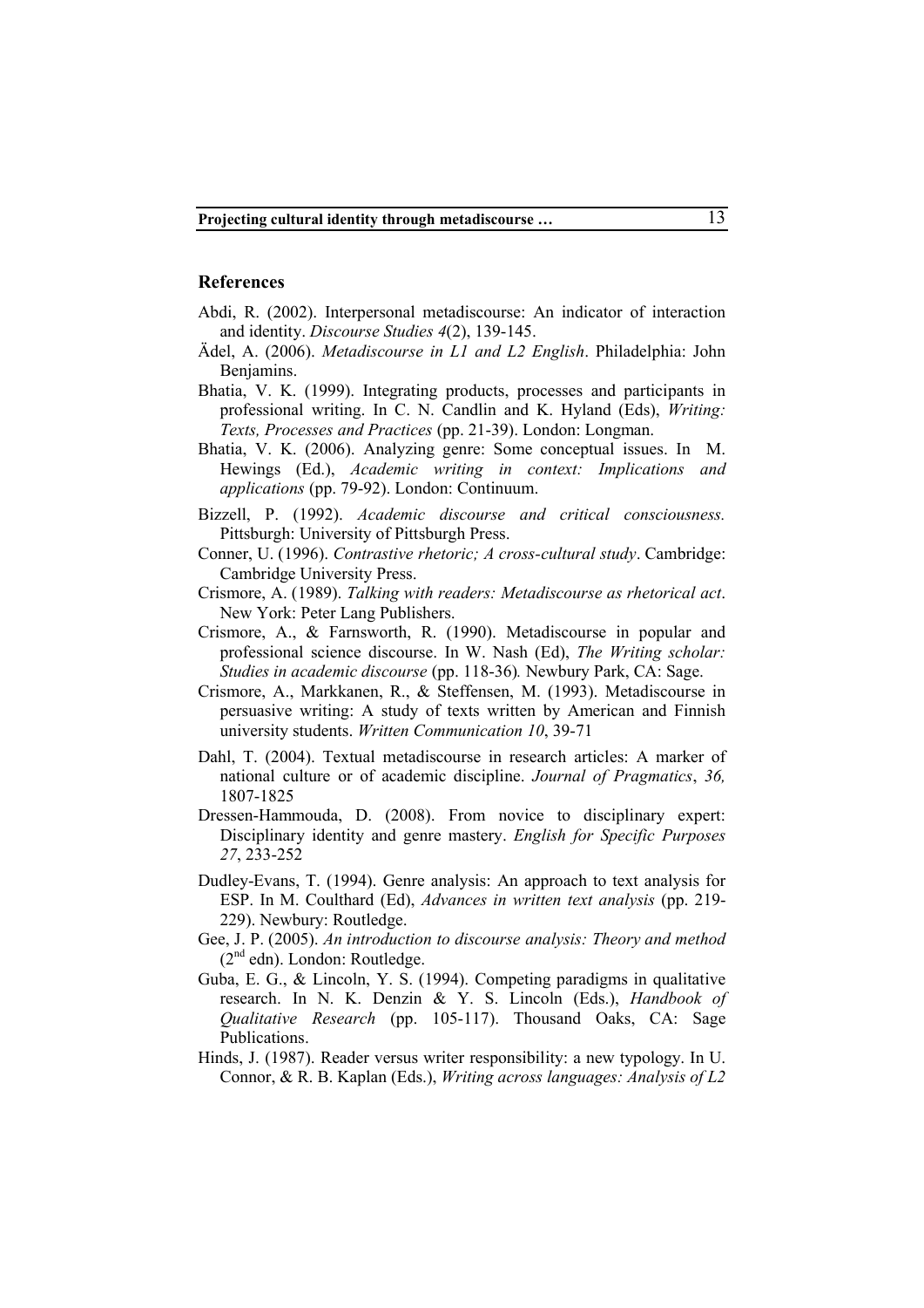## References

Abdi, R. (2002). Interpersonal metadiscourse: An indicator of interaction and identity. *Discourse Studies 4*(2), 139-145.

Ädel, A. (2006). *Metadiscourse in L1 and L2 English*. Philadelphia: John Benjamins.

Bhatia, V. K. (1999). Integrating products, processes and participants in professional writing. In C. N. Candlin and K. Hyland (Eds), *Writing: Texts, Processes and Practices* (pp. 21-39). London: Longman.

Bhatia, V. K. (2006). Analyzing genre: Some conceptual issues. In M. Hewings (Ed.), *Academic writing in context: Implications and applications* (pp. 79-92). London: Continuum.

Bizzell, P. (1992). *Academic discourse and critical consciousness.* Pittsburgh: University of Pittsburgh Press.

Conner, U. (1996). *Contrastive rhetoric; A cross-cultural study*. Cambridge: Cambridge University Press.

Crismore, A. (1989). *Talking with readers: Metadiscourse as rhetorical act*. New York: Peter Lang Publishers.

Crismore, A., & Farnsworth, R. (1990). Metadiscourse in popular and professional science discourse. In W. Nash (Ed), *The Writing scholar: Studies in academic discourse* (pp. 118-36)*.* Newbury Park, CA: Sage.

Crismore, A., Markkanen, R., & Steffensen, M. (1993). Metadiscourse in persuasive writing: A study of texts written by American and Finnish university students. *Written Communication 10*, 39-71

Dahl, T. (2004). Textual metadiscourse in research articles: A marker of national culture or of academic discipline. *Journal of Pragmatics*, *36,* 1807-1825

Dressen-Hammouda, D. (2008). From novice to disciplinary expert: Disciplinary identity and genre mastery. *English for Specific Purposes 27*, 233-252

Dudley-Evans, T. (1994). Genre analysis: An approach to text analysis for ESP. In M. Coulthard (Ed), *Advances in written text analysis* (pp. 219-229). Newbury: Routledge.

Gee, J. P. (2005). *An introduction to discourse analysis: Theory and method* (2nd edn). London: Routledge.

Guba, E. G., & Lincoln, Y. S. (1994). Competing paradigms in qualitative research. In N. K. Denzin & Y. S. Lincoln (Eds.), *Handbook of Qualitative Research* (pp. 105-117). Thousand Oaks, CA: Sage Publications.

Hinds, J. (1987). Reader versus writer responsibility: a new typology. In U. Connor, & R. B. Kaplan (Eds.), *Writing across languages: Analysis of L2*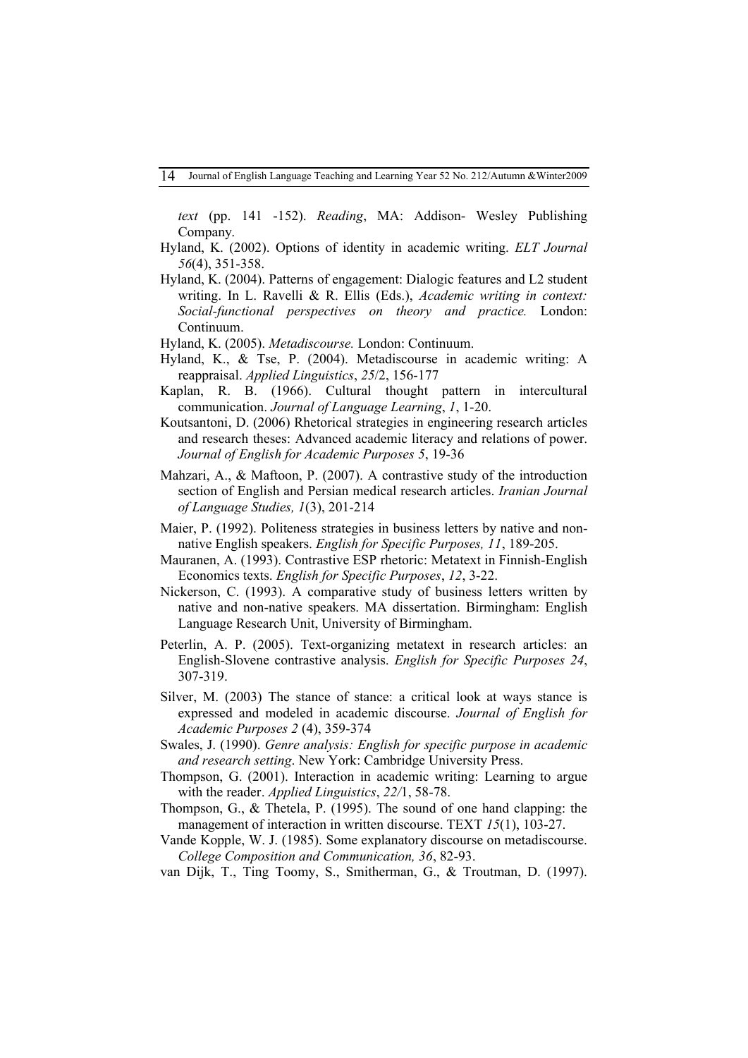*text* (pp. 141 -152). *Reading*, MA: Addison- Wesley Publishing Company.

Hyland, K. (2002). Options of identity in academic writing. *ELT Journal 56*(4), 351-358.

Hyland, K. (2004). Patterns of engagement: Dialogic features and L2 student writing. In L. Ravelli & R. Ellis (Eds.), *Academic writing in context: Social-functional perspectives on theory and practice.* London: Continuum.

Hyland, K. (2005). *Metadiscourse.* London: Continuum.

Hyland, K., & Tse, P. (2004). Metadiscourse in academic writing: A reappraisal. *Applied Linguistics*, *25*/2, 156-177

Kaplan, R. B. (1966). Cultural thought pattern in intercultural communication. *Journal of Language Learning*, *1*, 1-20.

Koutsantoni, D. (2006) Rhetorical strategies in engineering research articles and research theses: Advanced academic literacy and relations of power. *Journal of English for Academic Purposes 5*, 19-36

Mahzari, A., & Maftoon, P. (2007). A contrastive study of the introduction section of English and Persian medical research articles. *Iranian Journal of Language Studies, 1*(3), 201-214

Maier, P. (1992). Politeness strategies in business letters by native and non-native English speakers. *English for Specific Purposes, 11*, 189-205.

Mauranen, A. (1993). Contrastive ESP rhetoric: Metatext in Finnish-English Economics texts. *English for Specific Purposes*, *12*, 3-22.

Nickerson, C. (1993). A comparative study of business letters written by native and non-native speakers. MA dissertation. Birmingham: English Language Research Unit, University of Birmingham.

Peterlin, A. P. (2005). Text-organizing metatext in research articles: an English-Slovene contrastive analysis. *English for Specific Purposes 24*, 307-319.

Silver, M. (2003) The stance of stance: a critical look at ways stance is expressed and modeled in academic discourse. *Journal of English for Academic Purposes 2* (4), 359-374

Swales, J. (1990). *Genre analysis: English for specific purpose in academic and research setting*. New York: Cambridge University Press.

Thompson, G. (2001). Interaction in academic writing: Learning to argue with the reader. *Applied Linguistics*, *22/*1, 58-78.

Thompson, G., & Thetela, P. (1995). The sound of one hand clapping: the management of interaction in written discourse. TEXT *15*(1), 103-27.

Vande Kopple, W. J. (1985). Some explanatory discourse on metadiscourse. *College Composition and Communication, 36*, 82-93.

van Dijk, T., Ting Toomy, S., Smitherman, G., & Troutman, D. (1997).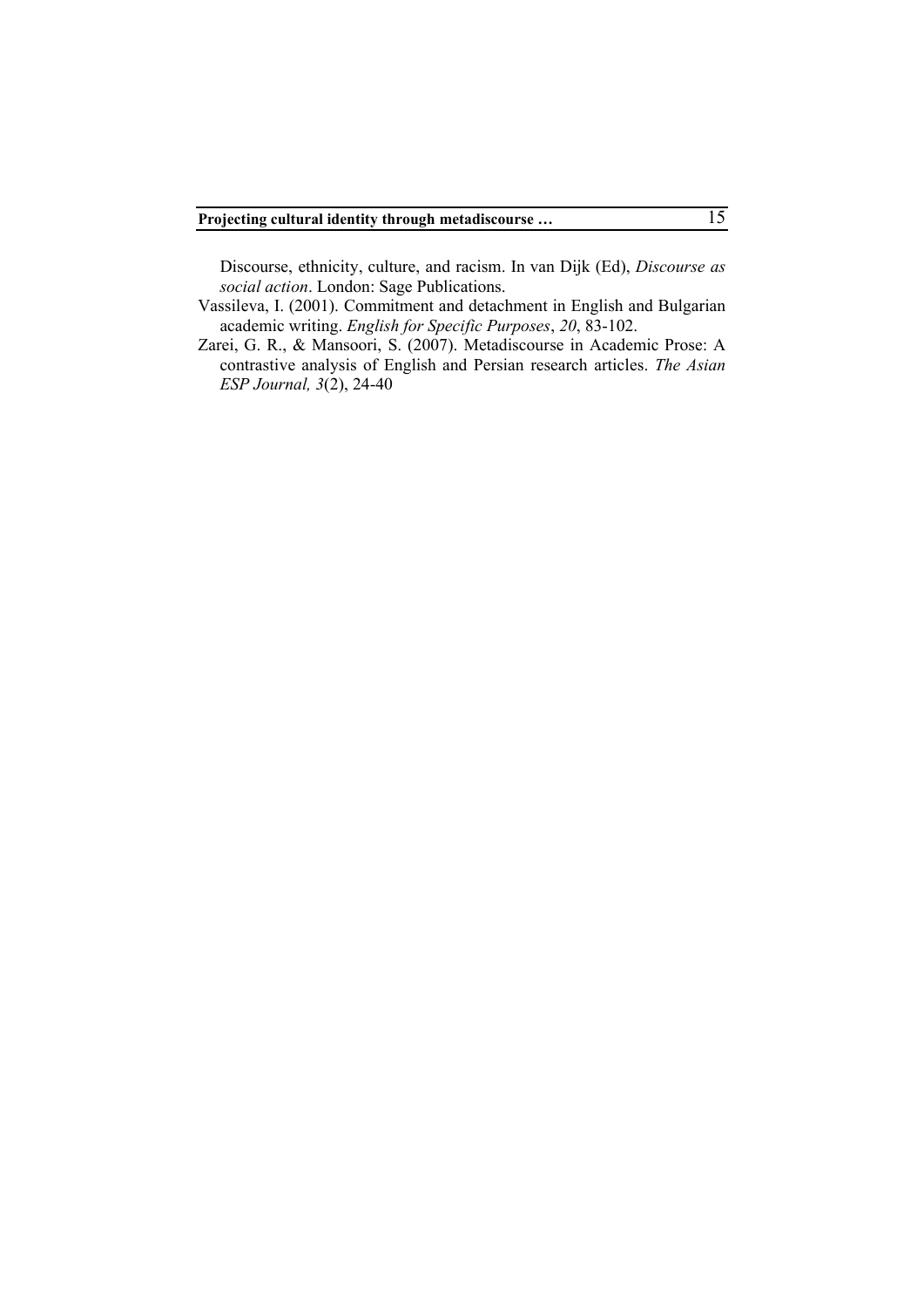Discourse, ethnicity, culture, and racism. In van Dijk (Ed), *Discourse as social action*. London: Sage Publications.

Vassileva, I. (2001). Commitment and detachment in English and Bulgarian academic writing. *English for Specific Purposes*, *20*, 83-102.

Zarei, G. R., & Mansoori, S. (2007). Metadiscourse in Academic Prose: A contrastive analysis of English and Persian research articles. *The Asian ESP Journal, 3*(2), 24-40